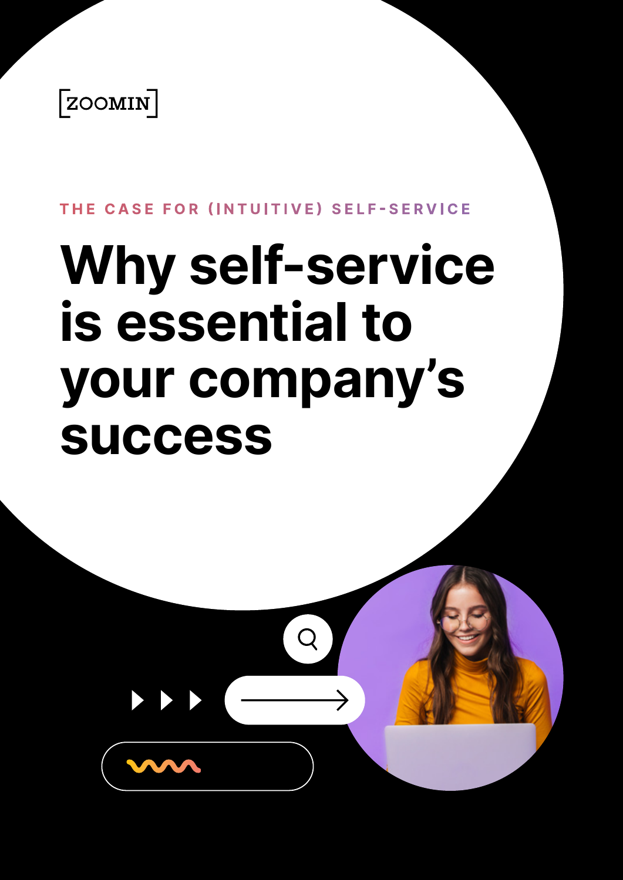[ZOOMIN]

THE CASE FOR (INTUITIVE) SELF-SERVICE

# Why self-service is essential to your company's success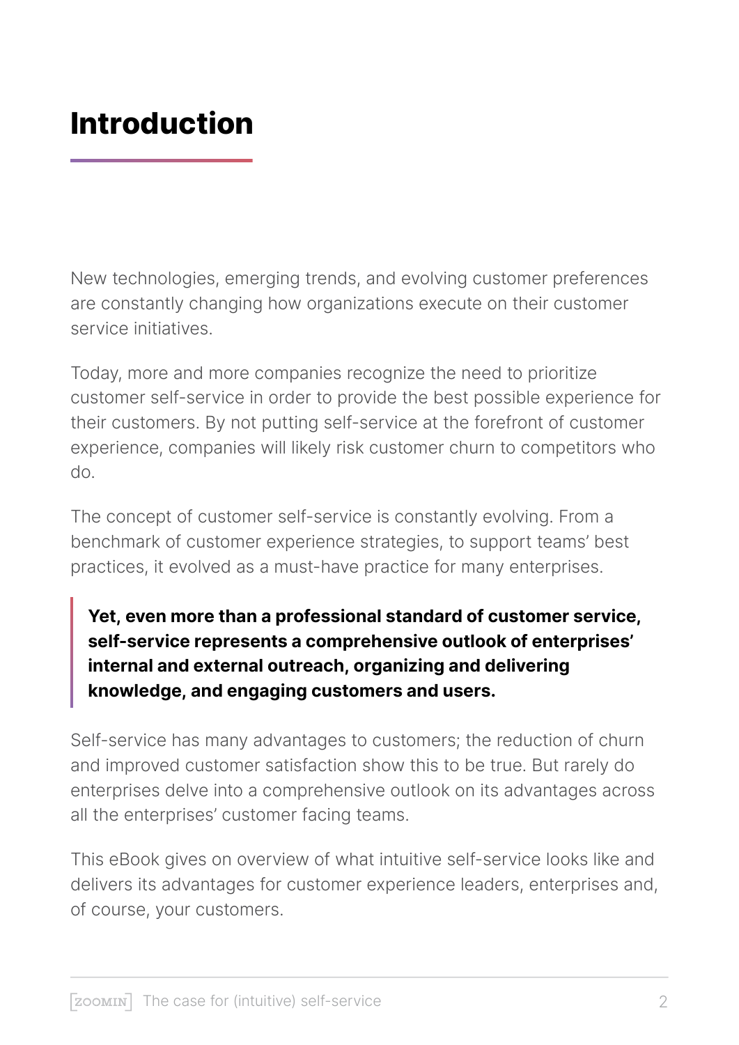# Introduction

New technologies, emerging trends, and evolving customer preferences are constantly changing how organizations execute on their customer service initiatives.

Today, more and more companies recognize the need to prioritize customer self-service in order to provide the best possible experience for their customers. By not putting self-service at the forefront of customer experience, companies will likely risk customer churn to competitors who do.

The concept of customer self-service is constantly evolving. From a benchmark of customer experience strategies, to support teams' best practices, it evolved as a must-have practice for many enterprises.

> **Yet, even more than a professional standard of customer service, self-service represents a comprehensive outlook of enterprises' internal and external outreach, organizing and delivering knowledge, and engaging customers and users.**

Self-service has many advantages to customers; the reduction of churn and improved customer satisfaction show this to be true. But rarely do enterprises delve into a comprehensive outlook on its advantages across all the enterprises' customer facing teams.

This eBook gives on overview of what intuitive self-service looks like and delivers its advantages for customer experience leaders, enterprises and, of course, your customers.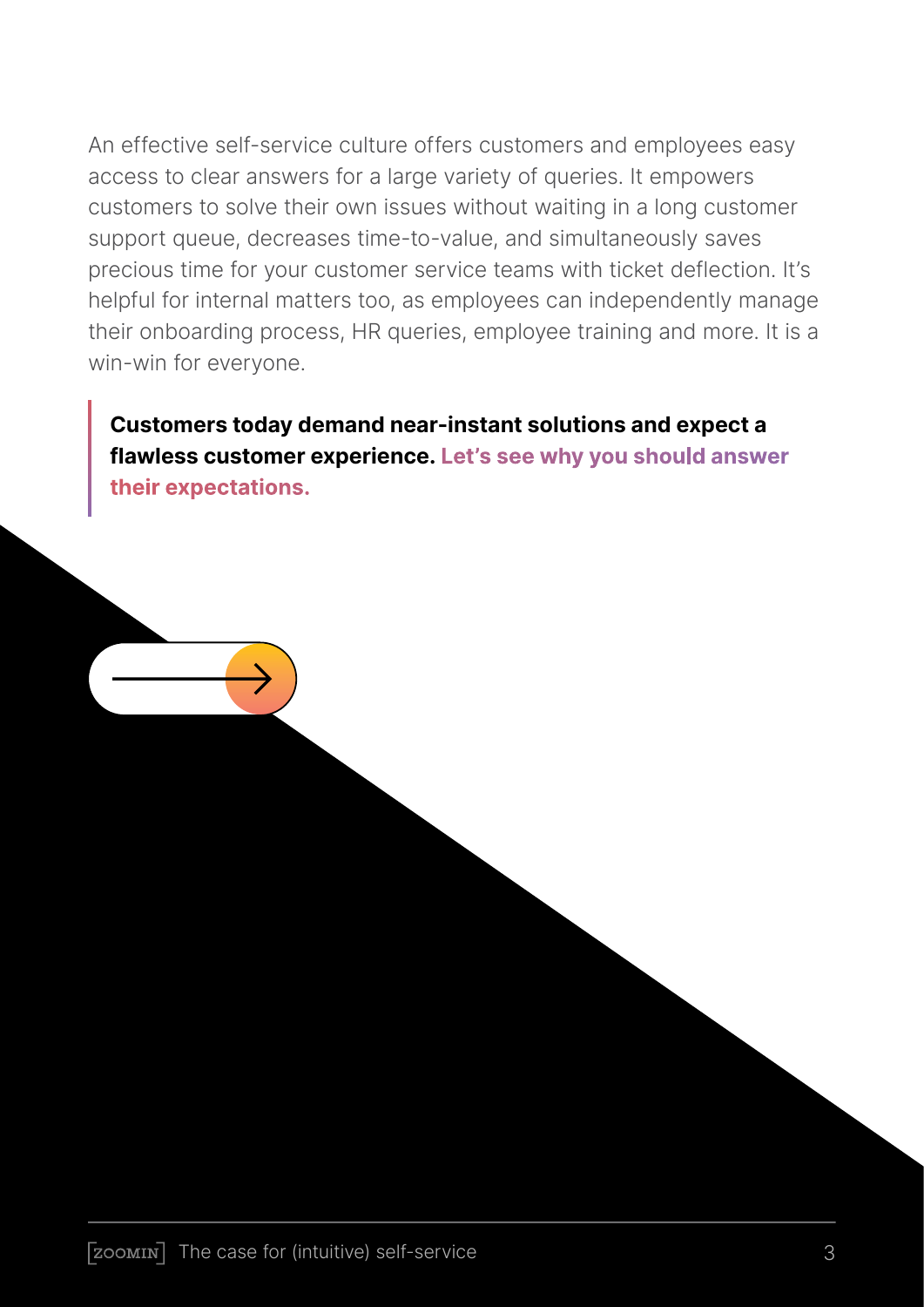An effective self-service culture offers customers and employees easy access to clear answers for a large variety of queries. It empowers customers to solve their own issues without waiting in a long customer support queue, decreases time-to-value, and simultaneously saves precious time for your customer service teams with ticket deflection. It's helpful for internal matters too, as employees can independently manage their onboarding process, HR queries, employee training and more. It is a win-win for everyone.

> **Customers today demand near-instant solutions and expect a flawless customer experience. Let's see why you should answer their expectations.**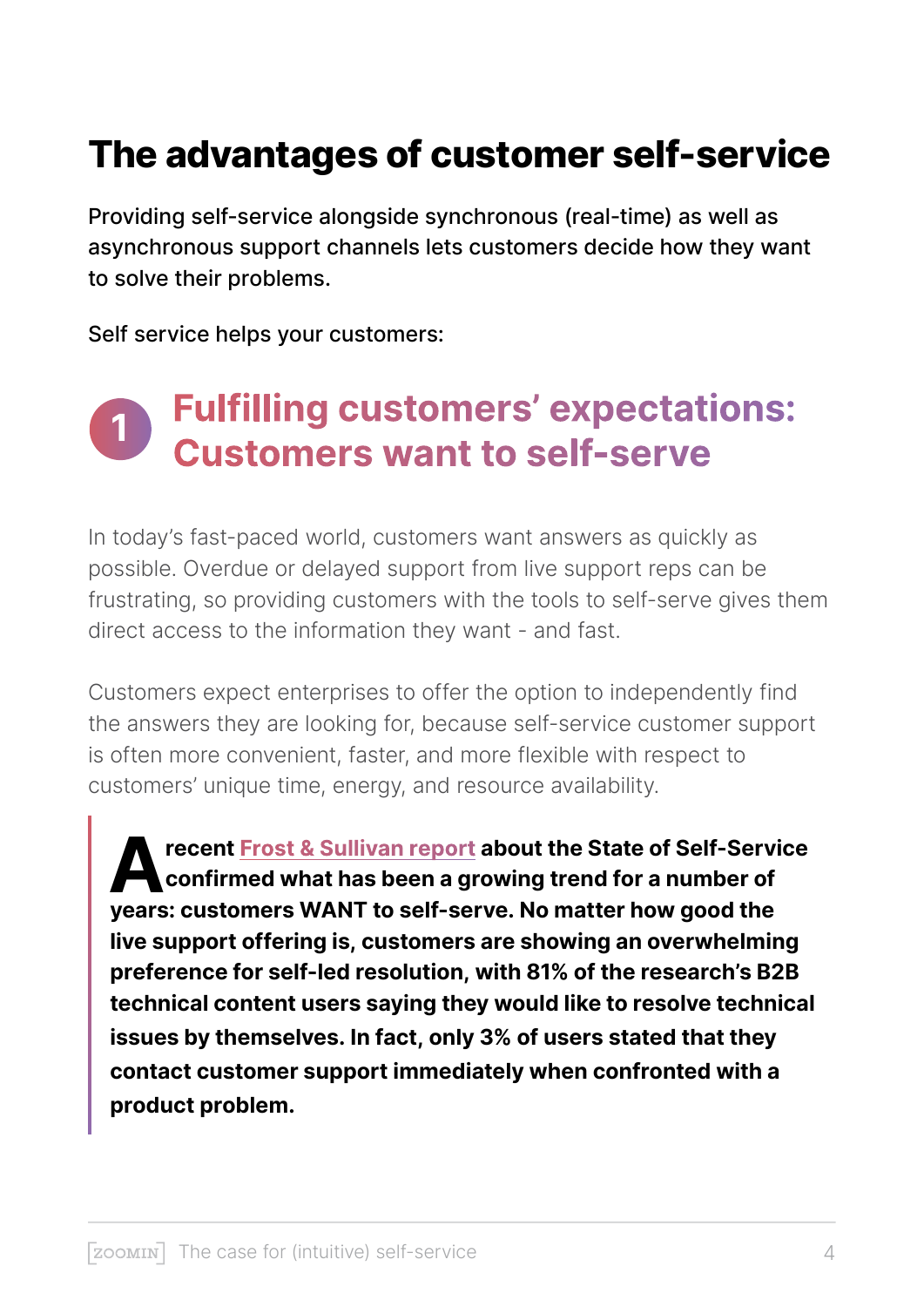# The advantages of customer self-service

Providing self-service alongside synchronous (real-time) as well as asynchronous support channels lets customers decide how they want to solve their problems.

Self service helps your customers:

## 1 Fulfilling customers' expectations: Customers want to self-serve

In today's fast-paced world, customers want answers as quickly as possible. Overdue or delayed support from live support reps can be frustrating, so providing customers with the tools to self-serve gives them direct access to the information they want - and fast.

Customers expect enterprises to offer the option to independently find the answers they are looking for, because self-service customer support is often more convenient, faster, and more flexible with respect to customers' unique time, energy, and resource availability.

> **A recent Frost & Sullivan report about the State of Self-Service confirmed what has been a growing trend for a number of years: customers WANT to self-serve. No matter how good the live support offering is, customers are showing an overwhelming preference for self-led resolution, with 81% of the research's B2B technical content users saying they would like to resolve technical issues by themselves. In fact, only 3% of users stated that they contact customer support immediately when confronted with a product problem.**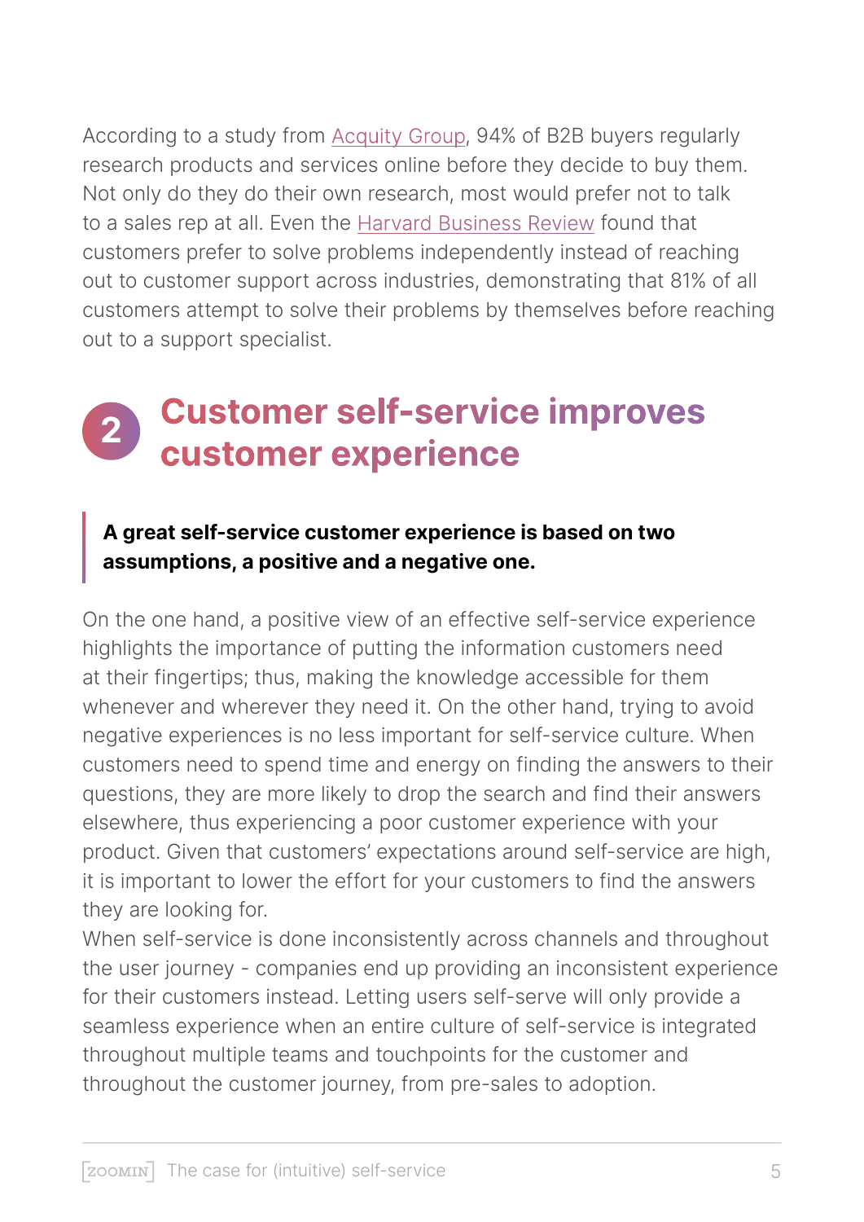According to a study from Acquity Group, 94% of B2B buyers regularly research products and services online before they decide to buy them. Not only do they do their own research, most would prefer not to talk to a sales rep at all. Even the Harvard Business Review found that customers prefer to solve problems independently instead of reaching out to customer support across industries, demonstrating that 81% of all customers attempt to solve their problems by themselves before reaching out to a support specialist.

## 2 Customer self-service improves customer experience

> **A great self-service customer experience is based on two assumptions, a positive and a negative one.**

On the one hand, a positive view of an effective self-service experience highlights the importance of putting the information customers need at their fingertips; thus, making the knowledge accessible for them whenever and wherever they need it. On the other hand, trying to avoid negative experiences is no less important for self-service culture. When customers need to spend time and energy on finding the answers to their questions, they are more likely to drop the search and find their answers elsewhere, thus experiencing a poor customer experience with your product. Given that customers' expectations around self-service are high, it is important to lower the effort for your customers to find the answers they are looking for.

When self-service is done inconsistently across channels and throughout the user journey - companies end up providing an inconsistent experience for their customers instead. Letting users self-serve will only provide a seamless experience when an entire culture of self-service is integrated throughout multiple teams and touchpoints for the customer and throughout the customer journey, from pre-sales to adoption.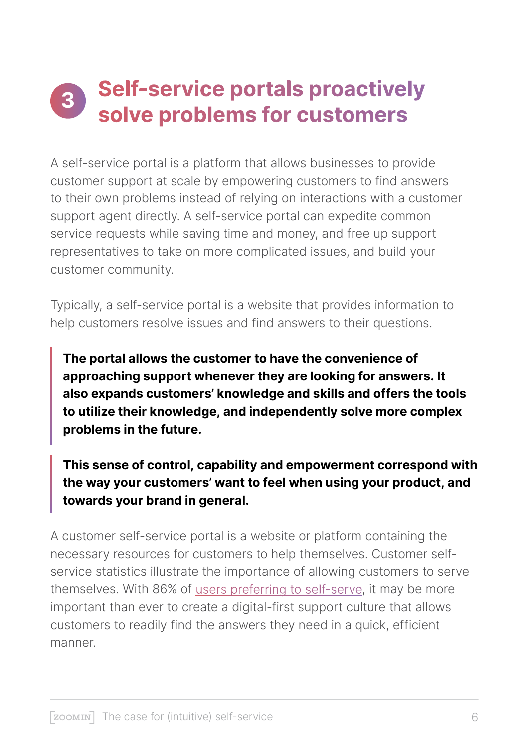## 3 Self-service portals proactively solve problems for customers

A self-service portal is a platform that allows businesses to provide customer support at scale by empowering customers to find answers to their own problems instead of relying on interactions with a customer support agent directly. A self-service portal can expedite common service requests while saving time and money, and free up support representatives to take on more complicated issues, and build your customer community.

Typically, a self-service portal is a website that provides information to help customers resolve issues and find answers to their questions.

> **The portal allows the customer to have the convenience of approaching support whenever they are looking for answers. It also expands customers' knowledge and skills and offers the tools to utilize their knowledge, and independently solve more complex problems in the future.**

> **This sense of control, capability and empowerment correspond with the way your customers' want to feel when using your product, and towards your brand in general.**

A customer self-service portal is a website or platform containing the necessary resources for customers to help themselves. Customer self-service statistics illustrate the importance of allowing customers to serve themselves. With 86% of users preferring to self-serve, it may be more important than ever to create a digital-first support culture that allows customers to readily find the answers they need in a quick, efficient manner.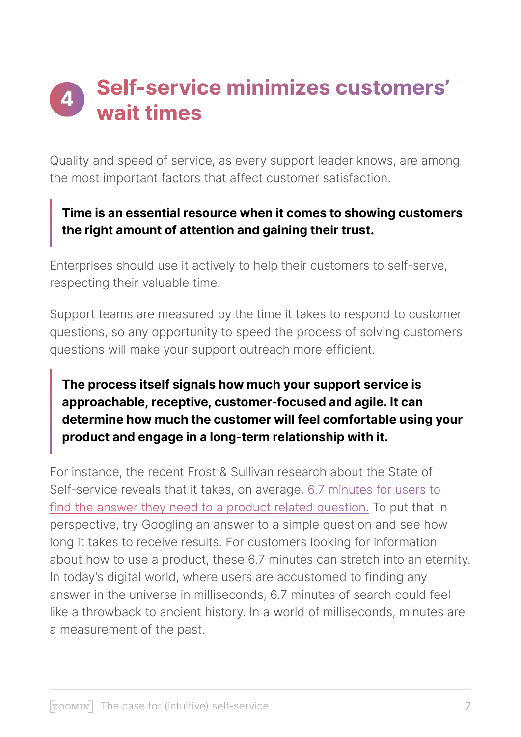## 4 Self-service minimizes customers' wait times

Quality and speed of service, as every support leader knows, are among the most important factors that affect customer satisfaction.

> **Time is an essential resource when it comes to showing customers the right amount of attention and gaining their trust.**

Enterprises should use it actively to help their customers to self-serve, respecting their valuable time.

Support teams are measured by the time it takes to respond to customer questions, so any opportunity to speed the process of solving customers questions will make your support outreach more efficient.

> **The process itself signals how much your support service is approachable, receptive, customer-focused and agile. It can determine how much the customer will feel comfortable using your product and engage in a long-term relationship with it.**

For instance, the recent Frost & Sullivan research about the State of Self-service reveals that it takes, on average, 6.7 minutes for users to find the answer they need to a product related question. To put that in perspective, try Googling an answer to a simple question and see how long it takes to receive results. For customers looking for information about how to use a product, these 6.7 minutes can stretch into an eternity. In today's digital world, where users are accustomed to finding any answer in the universe in milliseconds, 6.7 minutes of search could feel like a throwback to ancient history. In a world of milliseconds, minutes are a measurement of the past.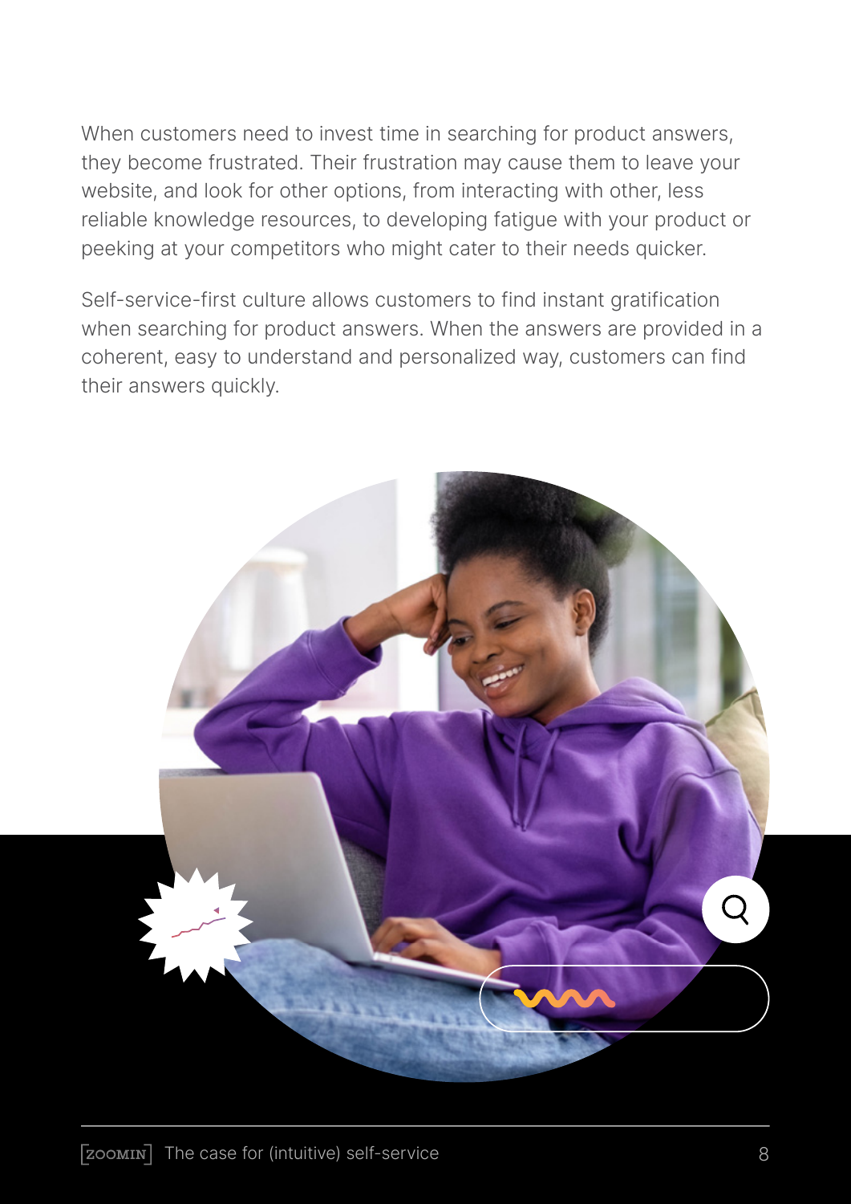When customers need to invest time in searching for product answers, they become frustrated. Their frustration may cause them to leave your website, and look for other options, from interacting with other, less reliable knowledge resources, to developing fatigue with your product or peeking at your competitors who might cater to their needs quicker.

Self-service-first culture allows customers to find instant gratification when searching for product answers. When the answers are provided in a coherent, easy to understand and personalized way, customers can find their answers quickly.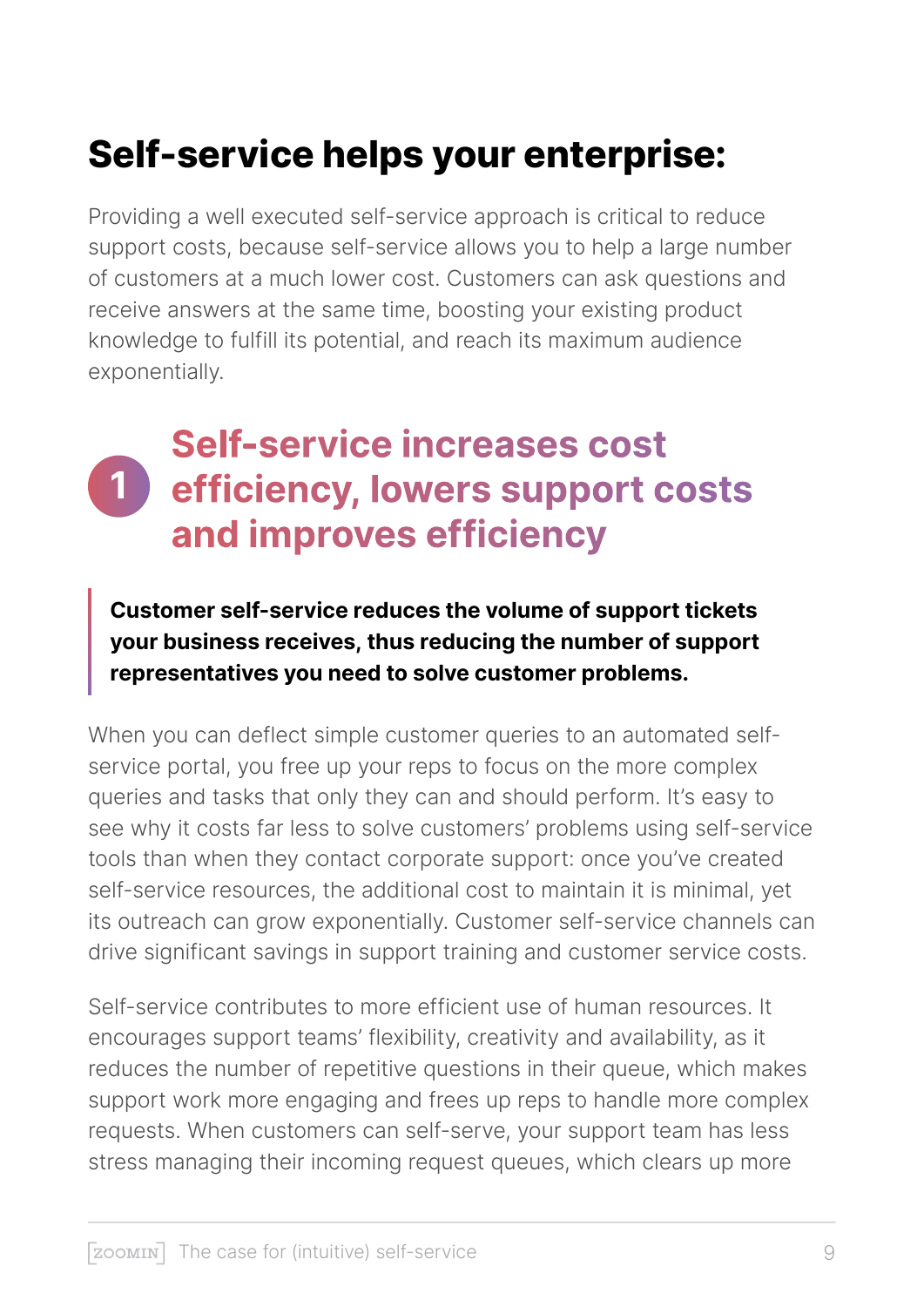# Self-service helps your enterprise:

Providing a well executed self-service approach is critical to reduce support costs, because self-service allows you to help a large number of customers at a much lower cost. Customers can ask questions and receive answers at the same time, boosting your existing product knowledge to fulfill its potential, and reach its maximum audience exponentially.

## 1 Self-service increases cost efficiency, lowers support costs and improves efficiency

> **Customer self-service reduces the volume of support tickets your business receives, thus reducing the number of support representatives you need to solve customer problems.**

When you can deflect simple customer queries to an automated self-service portal, you free up your reps to focus on the more complex queries and tasks that only they can and should perform. It's easy to see why it costs far less to solve customers' problems using self-service tools than when they contact corporate support: once you've created self-service resources, the additional cost to maintain it is minimal, yet its outreach can grow exponentially. Customer self-service channels can drive significant savings in support training and customer service costs.

Self-service contributes to more efficient use of human resources. It encourages support teams' flexibility, creativity and availability, as it reduces the number of repetitive questions in their queue, which makes support work more engaging and frees up reps to handle more complex requests. When customers can self-serve, your support team has less stress managing their incoming request queues, which clears up more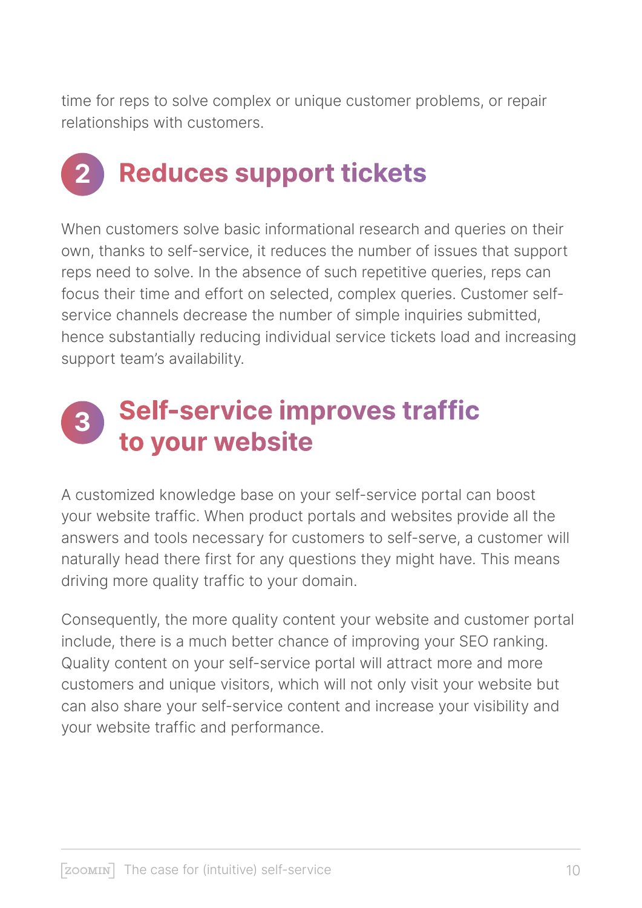time for reps to solve complex or unique customer problems, or repair relationships with customers.

## 2 Reduces support tickets

When customers solve basic informational research and queries on their own, thanks to self-service, it reduces the number of issues that support reps need to solve. In the absence of such repetitive queries, reps can focus their time and effort on selected, complex queries. Customer self-service channels decrease the number of simple inquiries submitted, hence substantially reducing individual service tickets load and increasing support team's availability.

## 3 Self-service improves traffic to your website

A customized knowledge base on your self-service portal can boost your website traffic. When product portals and websites provide all the answers and tools necessary for customers to self-serve, a customer will naturally head there first for any questions they might have. This means driving more quality traffic to your domain.

Consequently, the more quality content your website and customer portal include, there is a much better chance of improving your SEO ranking. Quality content on your self-service portal will attract more and more customers and unique visitors, which will not only visit your website but can also share your self-service content and increase your visibility and your website traffic and performance.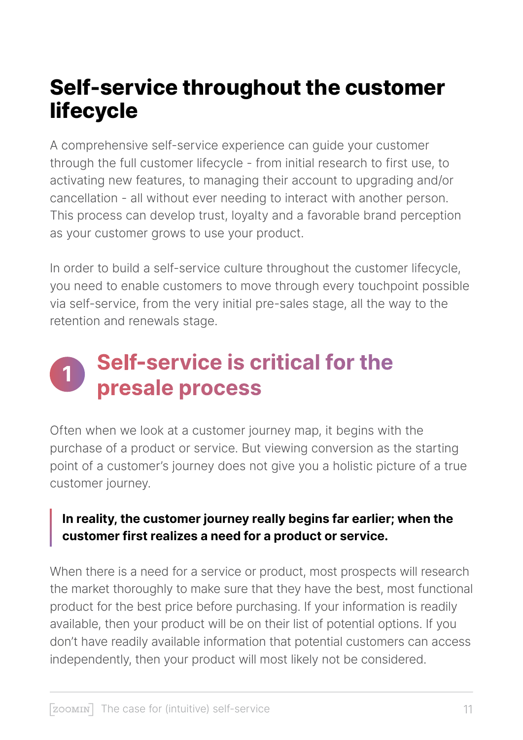# Self-service throughout the customer lifecycle

A comprehensive self-service experience can guide your customer through the full customer lifecycle - from initial research to first use, to activating new features, to managing their account to upgrading and/or cancellation - all without ever needing to interact with another person. This process can develop trust, loyalty and a favorable brand perception as your customer grows to use your product.

In order to build a self-service culture throughout the customer lifecycle, you need to enable customers to move through every touchpoint possible via self-service, from the very initial pre-sales stage, all the way to the retention and renewals stage.

## 1 Self-service is critical for the presale process

Often when we look at a customer journey map, it begins with the purchase of a product or service. But viewing conversion as the starting point of a customer's journey does not give you a holistic picture of a true customer journey.

> **In reality, the customer journey really begins far earlier; when the customer first realizes a need for a product or service.**

When there is a need for a service or product, most prospects will research the market thoroughly to make sure that they have the best, most functional product for the best price before purchasing. If your information is readily available, then your product will be on their list of potential options. If you don't have readily available information that potential customers can access independently, then your product will most likely not be considered.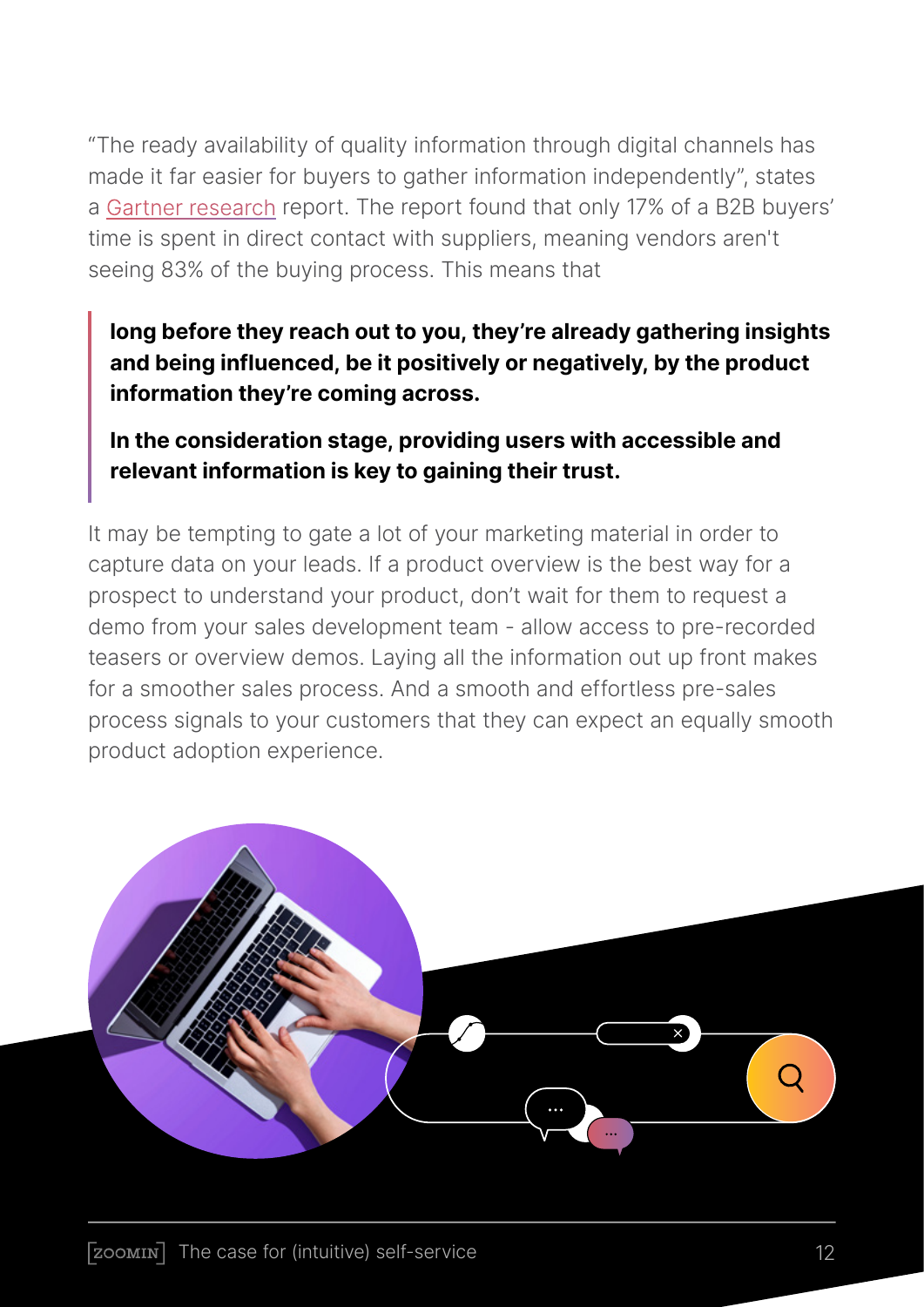"The ready availability of quality information through digital channels has made it far easier for buyers to gather information independently", states a Gartner research report. The report found that only 17% of a B2B buyers' time is spent in direct contact with suppliers, meaning vendors aren't seeing 83% of the buying process. This means that

> **long before they reach out to you, they're already gathering insights and being influenced, be it positively or negatively, by the product information they're coming across.**
>
> **In the consideration stage, providing users with accessible and relevant information is key to gaining their trust.**

It may be tempting to gate a lot of your marketing material in order to capture data on your leads. If a product overview is the best way for a prospect to understand your product, don't wait for them to request a demo from your sales development team - allow access to pre-recorded teasers or overview demos. Laying all the information out up front makes for a smoother sales process. And a smooth and effortless pre-sales process signals to your customers that they can expect an equally smooth product adoption experience.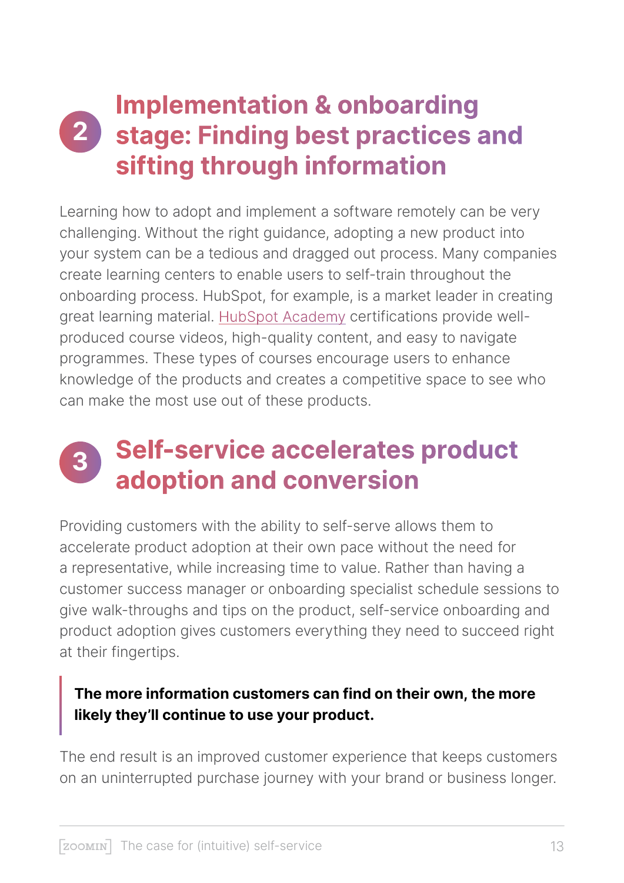## 2 Implementation & onboarding stage: Finding best practices and sifting through information

Learning how to adopt and implement a software remotely can be very challenging. Without the right guidance, adopting a new product into your system can be a tedious and dragged out process. Many companies create learning centers to enable users to self-train throughout the onboarding process. HubSpot, for example, is a market leader in creating great learning material. HubSpot Academy certifications provide well-produced course videos, high-quality content, and easy to navigate programmes. These types of courses encourage users to enhance knowledge of the products and creates a competitive space to see who can make the most use out of these products.

## 3 Self-service accelerates product adoption and conversion

Providing customers with the ability to self-serve allows them to accelerate product adoption at their own pace without the need for a representative, while increasing time to value. Rather than having a customer success manager or onboarding specialist schedule sessions to give walk-throughs and tips on the product, self-service onboarding and product adoption gives customers everything they need to succeed right at their fingertips.

> **The more information customers can find on their own, the more likely they'll continue to use your product.**

The end result is an improved customer experience that keeps customers on an uninterrupted purchase journey with your brand or business longer.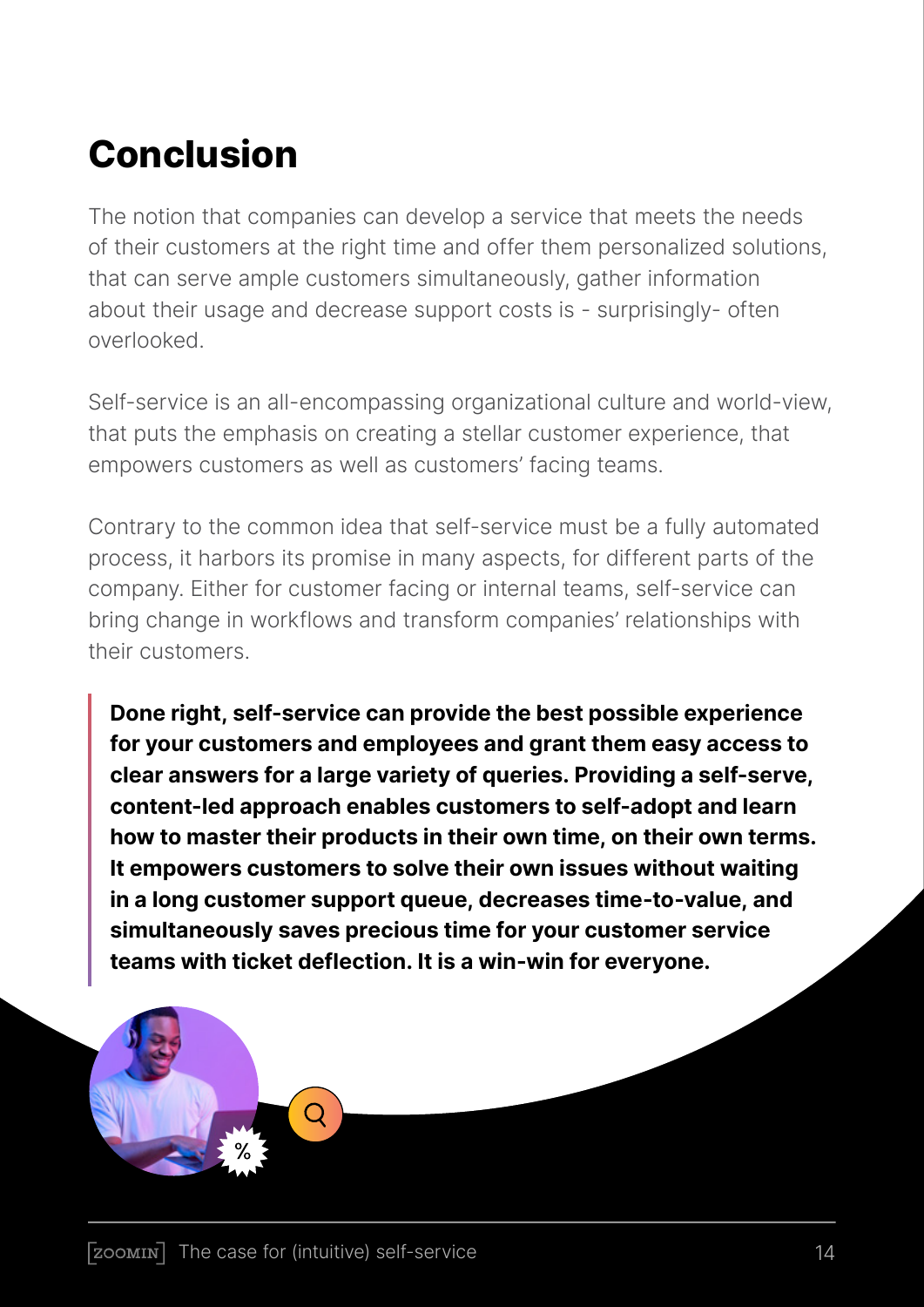# Conclusion

The notion that companies can develop a service that meets the needs of their customers at the right time and offer them personalized solutions, that can serve ample customers simultaneously, gather information about their usage and decrease support costs is - surprisingly- often overlooked.

Self-service is an all-encompassing organizational culture and world-view, that puts the emphasis on creating a stellar customer experience, that empowers customers as well as customers' facing teams.

Contrary to the common idea that self-service must be a fully automated process, it harbors its promise in many aspects, for different parts of the company. Either for customer facing or internal teams, self-service can bring change in workflows and transform companies' relationships with their customers.

> **Done right, self-service can provide the best possible experience for your customers and employees and grant them easy access to clear answers for a large variety of queries. Providing a self-serve, content-led approach enables customers to self-adopt and learn how to master their products in their own time, on their own terms. It empowers customers to solve their own issues without waiting in a long customer support queue, decreases time-to-value, and simultaneously saves precious time for your customer service teams with ticket deflection. It is a win-win for everyone.**